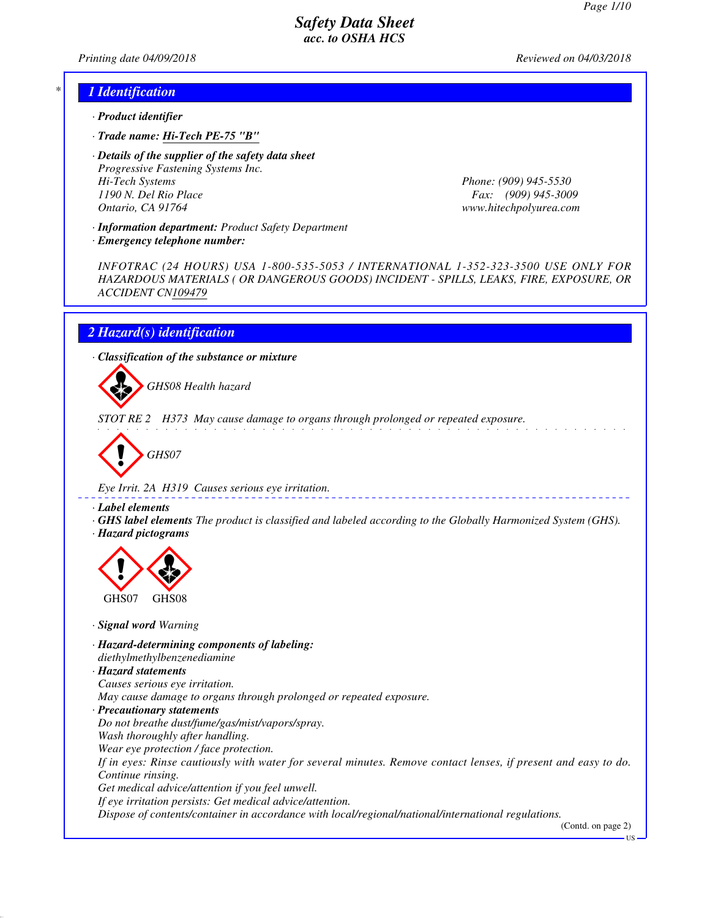# Safety Data Sheet
## acc. to OSHA HCS

*Printing date 04/09/2018* *Reviewed on 04/03/2018*

## 1 Identification

· **Product identifier**

· **Trade name:** **Hi-Tech PE-75 "B"**

· **Details of the supplier of the safety data sheet**
Progressive Fastening Systems Inc.
Hi-Tech Systems
1190 N. Del Rio Place
Ontario, CA 91764

Phone: (909) 945-5530
Fax: (909) 945-3009
www.hitechpolyurea.com

· **Information department:** Product Safety Department
· **Emergency telephone number:**

INFOTRAC (24 HOURS) USA 1-800-535-5053 / INTERNATIONAL 1-352-323-3500 USE ONLY FOR HAZARDOUS MATERIALS ( OR DANGEROUS GOODS) INCIDENT - SPILLS, LEAKS, FIRE, EXPOSURE, OR ACCIDENT CN109479

## 2 Hazard(s) identification

· **Classification of the substance or mixture**

GHS08 Health hazard

STOT RE 2 H373 May cause damage to organs through prolonged or repeated exposure.

GHS07

Eye Irrit. 2A H319 Causes serious eye irritation.

· **Label elements**
· **GHS label elements** The product is classified and labeled according to the Globally Harmonized System (GHS).
· **Hazard pictograms**

GHS07 GHS08

· **Signal word** Warning

· **Hazard-determining components of labeling:**
diethylmethylbenzenediamine
· **Hazard statements**
Causes serious eye irritation.
May cause damage to organs through prolonged or repeated exposure.
· **Precautionary statements**
Do not breathe dust/fume/gas/mist/vapors/spray.
Wash thoroughly after handling.
Wear eye protection / face protection.
If in eyes: Rinse cautiously with water for several minutes. Remove contact lenses, if present and easy to do. Continue rinsing.
Get medical advice/attention if you feel unwell.
If eye irritation persists: Get medical advice/attention.
Dispose of contents/container in accordance with local/regional/national/international regulations.

(Contd. on page 2)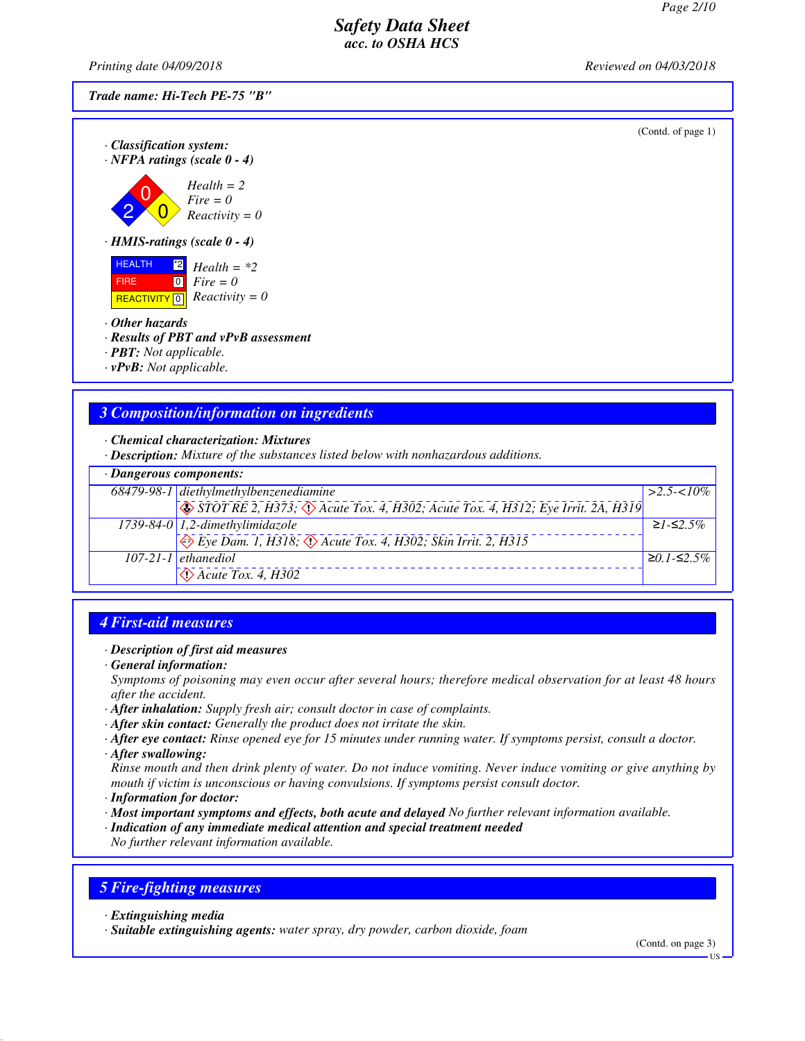(Contd. of page 1)

· **Classification system:**
· **NFPA ratings (scale 0 - 4)**

Health = 2
Fire = 0
Reactivity = 0

· **HMIS-ratings (scale 0 - 4)**

| | |
|---|---|
| HEALTH | *2 |
| FIRE | 0 |
| REACTIVITY | 0 |

Health = *2
Fire = 0
Reactivity = 0

· **Other hazards**
· **Results of PBT and vPvB assessment**
· **PBT:** Not applicable.
· **vPvB:** Not applicable.

## 3 Composition/information on ingredients

· **Chemical characterization: Mixtures**
· **Description:** Mixture of the substances listed below with nonhazardous additions.

| · Dangerous components: | | |
|---|---|---|
| 68479-98-1 | diethylmethylbenzenediamine<br>STOT RE 2, H373; Acute Tox. 4, H302; Acute Tox. 4, H312; Eye Irrit. 2A, H319 | >2.5-<10% |
| 1739-84-0 | 1,2-dimethylimidazole<br>Eye Dam. 1, H318; Acute Tox. 4, H302; Skin Irrit. 2, H315 | ≥1-≤2.5% |
| 107-21-1 | ethanediol<br>Acute Tox. 4, H302 | ≥0.1-≤2.5% |

## 4 First-aid measures

· **Description of first aid measures**
· **General information:**
Symptoms of poisoning may even occur after several hours; therefore medical observation for at least 48 hours after the accident.
· **After inhalation:** Supply fresh air; consult doctor in case of complaints.
· **After skin contact:** Generally the product does not irritate the skin.
· **After eye contact:** Rinse opened eye for 15 minutes under running water. If symptoms persist, consult a doctor.
· **After swallowing:**
Rinse mouth and then drink plenty of water. Do not induce vomiting. Never induce vomiting or give anything by mouth if victim is unconscious or having convulsions. If symptoms persist consult doctor.
· **Information for doctor:**
· **Most important symptoms and effects, both acute and delayed** No further relevant information available.
· **Indication of any immediate medical attention and special treatment needed**
No further relevant information available.

## 5 Fire-fighting measures

· **Extinguishing media**
· **Suitable extinguishing agents:** water spray, dry powder, carbon dioxide, foam

(Contd. on page 3)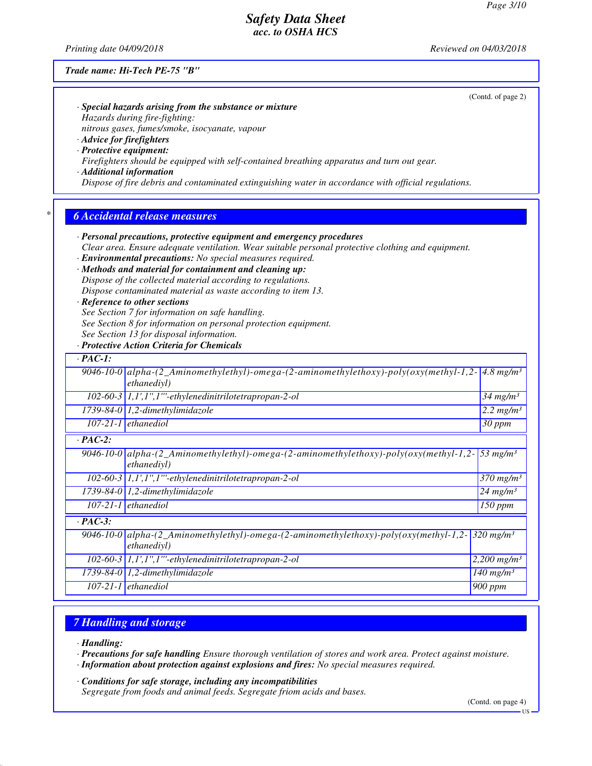Trade name: Hi-Tech PE-75 "B"

(Contd. of page 2)

· **Special hazards arising from the substance or mixture**
Hazards during fire-fighting:
nitrous gases, fumes/smoke, isocyanate, vapour
· **Advice for firefighters**
· **Protective equipment:**
Firefighters should be equipped with self-contained breathing apparatus and turn out gear.
· **Additional information**
Dispose of fire debris and contaminated extinguishing water in accordance with official regulations.

## 6 Accidental release measures

· **Personal precautions, protective equipment and emergency procedures**
Clear area. Ensure adequate ventilation. Wear suitable personal protective clothing and equipment.
· **Environmental precautions:** No special measures required.
· **Methods and material for containment and cleaning up:**
Dispose of the collected material according to regulations.
Dispose contaminated material as waste according to item 13.
· **Reference to other sections**
See Section 7 for information on safe handling.
See Section 8 for information on personal protection equipment.
See Section 13 for disposal information.
· **Protective Action Criteria for Chemicals**

| · PAC-1: | | |
|---|---|---|
| 9046-10-0 | alpha-(2_Aminomethylethyl)-omega-(2-aminomethylethoxy)-poly(oxy(methyl-1,2-ethanediyl) | 4.8 mg/m³ |
| 102-60-3 | 1,1',1'',1'''-ethylenedinitrilotetrapropan-2-ol | 34 mg/m³ |
| 1739-84-0 | 1,2-dimethylimidazole | 2.2 mg/m³ |
| 107-21-1 | ethanediol | 30 ppm |
| · **PAC-2:** | | |
| 9046-10-0 | alpha-(2_Aminomethylethyl)-omega-(2-aminomethylethoxy)-poly(oxy(methyl-1,2-ethanediyl) | 53 mg/m³ |
| 102-60-3 | 1,1',1'',1'''-ethylenedinitrilotetrapropan-2-ol | 370 mg/m³ |
| 1739-84-0 | 1,2-dimethylimidazole | 24 mg/m³ |
| 107-21-1 | ethanediol | 150 ppm |
| · **PAC-3:** | | |
| 9046-10-0 | alpha-(2_Aminomethylethyl)-omega-(2-aminomethylethoxy)-poly(oxy(methyl-1,2-ethanediyl) | 320 mg/m³ |
| 102-60-3 | 1,1',1'',1'''-ethylenedinitrilotetrapropan-2-ol | 2,200 mg/m³ |
| 1739-84-0 | 1,2-dimethylimidazole | 140 mg/m³ |
| 107-21-1 | ethanediol | 900 ppm |

## 7 Handling and storage

· **Handling:**
· **Precautions for safe handling** Ensure thorough ventilation of stores and work area. Protect against moisture.
· **Information about protection against explosions and fires:** No special measures required.

· **Conditions for safe storage, including any incompatibilities**
Segregate from foods and animal feeds. Segregate friom acids and bases.

(Contd. on page 4)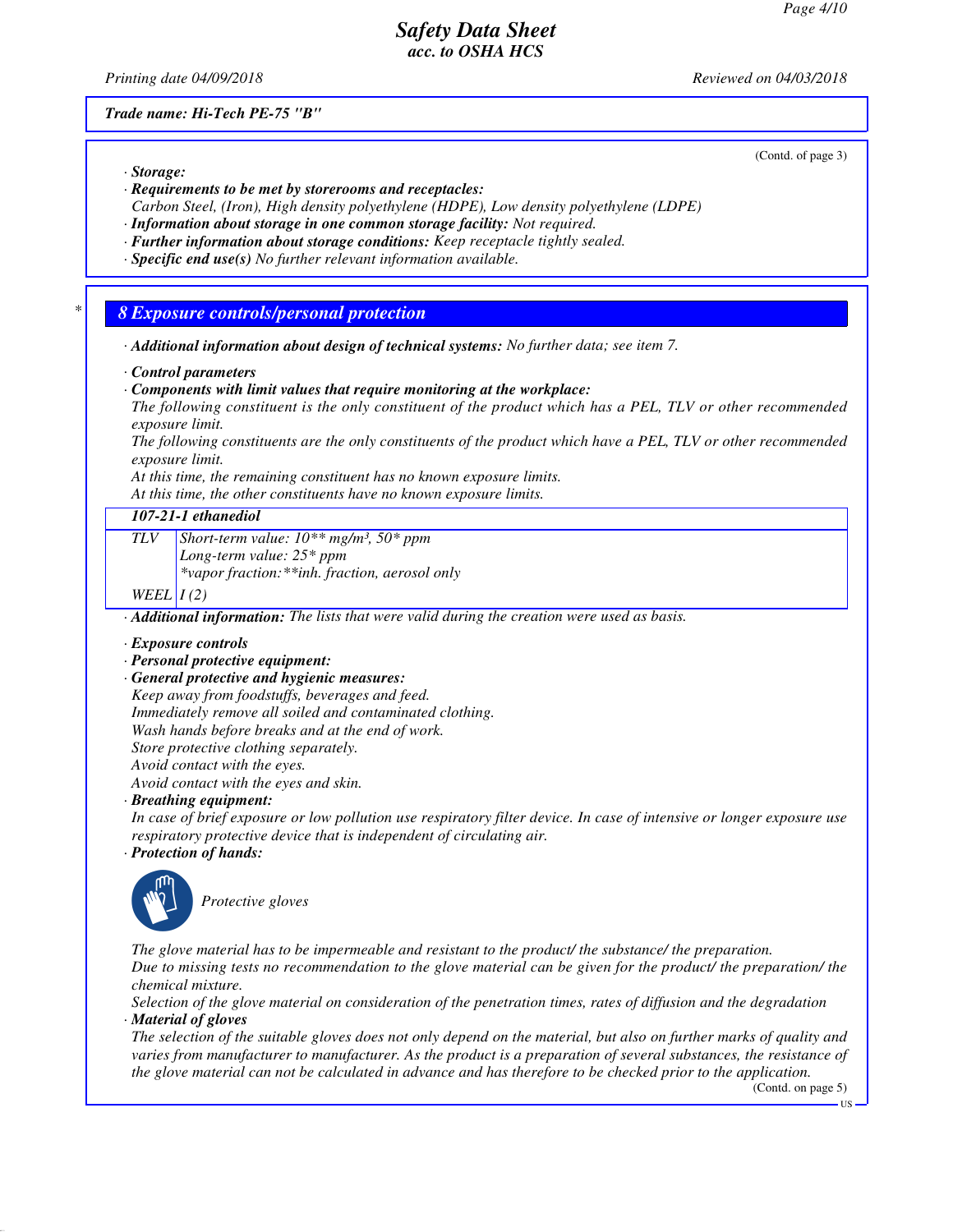Trade name: Hi-Tech PE-75 "B"

(Contd. of page 3)

· **Storage:**
· **Requirements to be met by storerooms and receptacles:**
Carbon Steel, (Iron), High density polyethylene (HDPE), Low density polyethylene (LDPE)
· **Information about storage in one common storage facility:** Not required.
· **Further information about storage conditions:** Keep receptacle tightly sealed.
· **Specific end use(s)** No further relevant information available.

## 8 Exposure controls/personal protection

· **Additional information about design of technical systems:** No further data; see item 7.

· **Control parameters**
· **Components with limit values that require monitoring at the workplace:**
The following constituent is the only constituent of the product which has a PEL, TLV or other recommended exposure limit.
The following constituents are the only constituents of the product which have a PEL, TLV or other recommended exposure limit.
At this time, the remaining constituent has no known exposure limits.
At this time, the other constituents have no known exposure limits.

| **107-21-1 ethanediol** | |
|---|---|
| TLV | Short-term value: 10** mg/m³, 50* ppm<br>Long-term value: 25* ppm<br>*vapor fraction:**inh. fraction, aerosol only |
| WEEL | I (2) |

· **Additional information:** The lists that were valid during the creation were used as basis.

· **Exposure controls**
· **Personal protective equipment:**
· **General protective and hygienic measures:**
Keep away from foodstuffs, beverages and feed.
Immediately remove all soiled and contaminated clothing.
Wash hands before breaks and at the end of work.
Store protective clothing separately.
Avoid contact with the eyes.
Avoid contact with the eyes and skin.
· **Breathing equipment:**
In case of brief exposure or low pollution use respiratory filter device. In case of intensive or longer exposure use respiratory protective device that is independent of circulating air.
· **Protection of hands:**

Protective gloves

The glove material has to be impermeable and resistant to the product/ the substance/ the preparation.
Due to missing tests no recommendation to the glove material can be given for the product/ the preparation/ the chemical mixture.
Selection of the glove material on consideration of the penetration times, rates of diffusion and the degradation
· **Material of gloves**
The selection of the suitable gloves does not only depend on the material, but also on further marks of quality and varies from manufacturer to manufacturer. As the product is a preparation of several substances, the resistance of the glove material can not be calculated in advance and has therefore to be checked prior to the application.

(Contd. on page 5)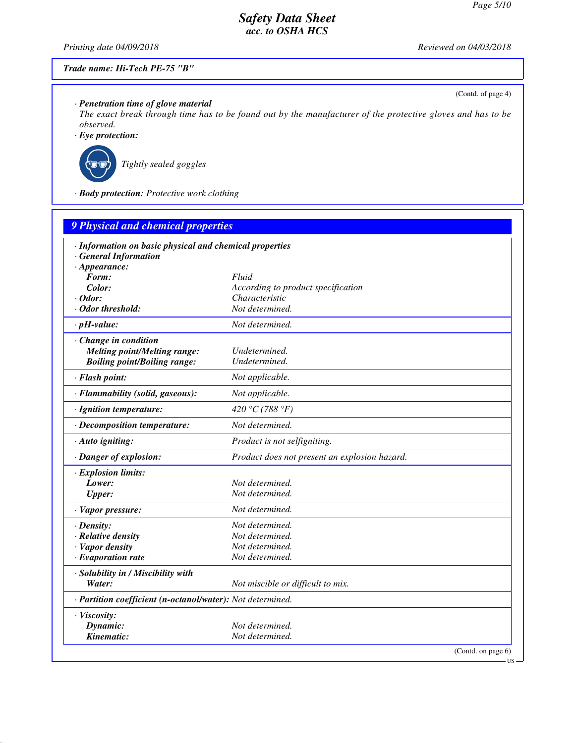Trade name: Hi-Tech PE-75 "B"

(Contd. of page 4)

· **Penetration time of glove material**
The exact break through time has to be found out by the manufacturer of the protective gloves and has to be observed.

· **Eye protection:**

Tightly sealed goggles

· **Body protection:** Protective work clothing

## 9 Physical and chemical properties

· **Information on basic physical and chemical properties**
· **General Information**

| | |
|---|---|
| · **Appearance:** | |
| **Form:** | Fluid |
| **Color:** | According to product specification |
| · **Odor:** | Characteristic |
| · **Odor threshold:** | Not determined. |
| · **pH-value:** | Not determined. |
| · **Change in condition** | |
| **Melting point/Melting range:** | Undetermined. |
| **Boiling point/Boiling range:** | Undetermined. |
| · **Flash point:** | Not applicable. |
| · **Flammability (solid, gaseous):** | Not applicable. |
| · **Ignition temperature:** | 420 °C (788 °F) |
| · **Decomposition temperature:** | Not determined. |
| · **Auto igniting:** | Product is not selfigniting. |
| · **Danger of explosion:** | Product does not present an explosion hazard. |
| · **Explosion limits:** | |
| **Lower:** | Not determined. |
| **Upper:** | Not determined. |
| · **Vapor pressure:** | Not determined. |
| · **Density:** | Not determined. |
| · **Relative density** | Not determined. |
| · **Vapor density** | Not determined. |
| · **Evaporation rate** | Not determined. |
| · **Solubility in / Miscibility with** | |
| **Water:** | Not miscible or difficult to mix. |
| · **Partition coefficient (n-octanol/water):** | Not determined. |
| · **Viscosity:** | |
| **Dynamic:** | Not determined. |
| **Kinematic:** | Not determined. |

(Contd. on page 6)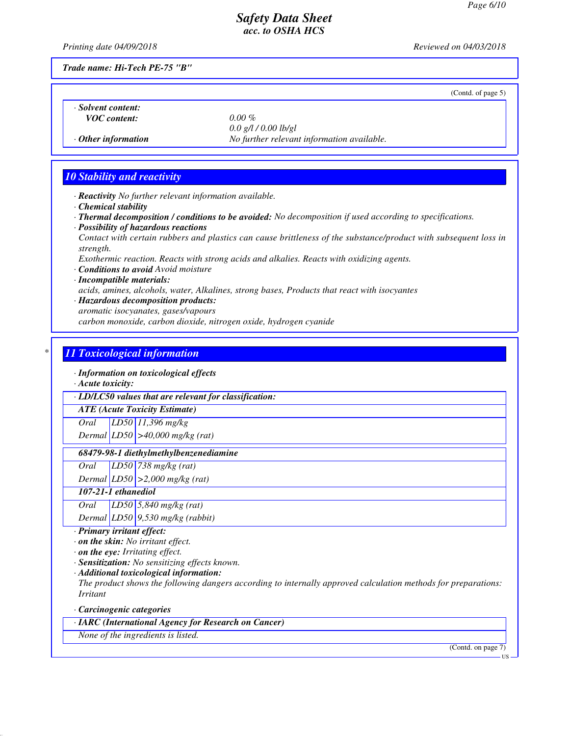Trade name: Hi-Tech PE-75 "B"

(Contd. of page 5)

· **Solvent content:**
**VOC content:** 0.00 %
0.0 g/l / 0.00 lb/gl

· **Other information** No further relevant information available.

## 10 Stability and reactivity

· **Reactivity** No further relevant information available.
· **Chemical stability**
· **Thermal decomposition / conditions to be avoided:** No decomposition if used according to specifications.
· **Possibility of hazardous reactions**
Contact with certain rubbers and plastics can cause brittleness of the substance/product with subsequent loss in strength.
Exothermic reaction. Reacts with strong acids and alkalies. Reacts with oxidizing agents.
· **Conditions to avoid** Avoid moisture
· **Incompatible materials:**
acids, amines, alcohols, water, Alkalines, strong bases, Products that react with isocyantes
· **Hazardous decomposition products:**
aromatic isocyanates, gases/vapours
carbon monoxide, carbon dioxide, nitrogen oxide, hydrogen cyanide

## 11 Toxicological information

· **Information on toxicological effects**
· **Acute toxicity:**

| · LD/LC50 values that are relevant for classification: | | |
|---|---|---|
| **ATE (Acute Toxicity Estimate)** | | |
| Oral | LD50 | 11,396 mg/kg |
| Dermal | LD50 | >40,000 mg/kg (rat) |
| **68479-98-1 diethylmethylbenzenediamine** | | |
| Oral | LD50 | 738 mg/kg (rat) |
| Dermal | LD50 | >2,000 mg/kg (rat) |
| **107-21-1 ethanediol** | | |
| Oral | LD50 | 5,840 mg/kg (rat) |
| Dermal | LD50 | 9,530 mg/kg (rabbit) |

· **Primary irritant effect:**
· **on the skin:** No irritant effect.
· **on the eye:** Irritating effect.
· **Sensitization:** No sensitizing effects known.
· **Additional toxicological information:**
The product shows the following dangers according to internally approved calculation methods for preparations:
Irritant

· **Carcinogenic categories**

| · IARC (International Agency for Research on Cancer) |
|---|
| None of the ingredients is listed. |

(Contd. on page 7)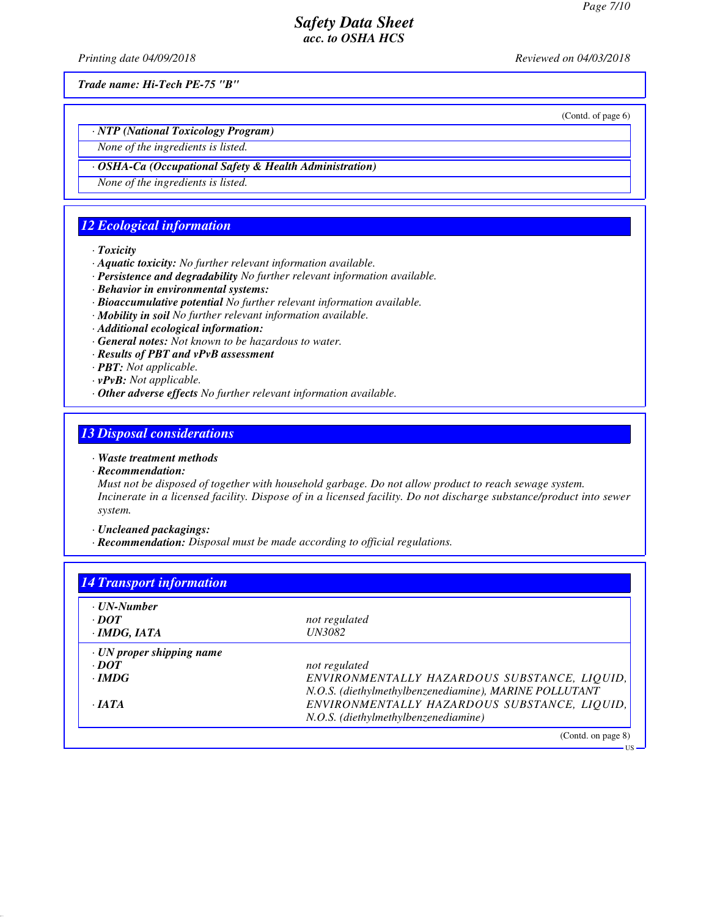Trade name: Hi-Tech PE-75 "B"

(Contd. of page 6)

· **NTP (National Toxicology Program)**

None of the ingredients is listed.

· **OSHA-Ca (Occupational Safety & Health Administration)**

None of the ingredients is listed.

## 12 Ecological information

· **Toxicity**
· **Aquatic toxicity:** No further relevant information available.
· **Persistence and degradability** No further relevant information available.
· **Behavior in environmental systems:**
· **Bioaccumulative potential** No further relevant information available.
· **Mobility in soil** No further relevant information available.
· **Additional ecological information:**
· **General notes:** Not known to be hazardous to water.
· **Results of PBT and vPvB assessment**
· **PBT:** Not applicable.
· **vPvB:** Not applicable.
· **Other adverse effects** No further relevant information available.

## 13 Disposal considerations

· **Waste treatment methods**
· **Recommendation:**
Must not be disposed of together with household garbage. Do not allow product to reach sewage system. Incinerate in a licensed facility. Dispose of in a licensed facility. Do not discharge substance/product into sewer system.

· **Uncleaned packagings:**
· **Recommendation:** Disposal must be made according to official regulations.

## 14 Transport information

| | |
|---|---|
| · **UN-Number** | |
| · **DOT** | not regulated |
| · **IMDG, IATA** | UN3082 |
| · **UN proper shipping name** | |
| · **DOT** | not regulated |
| · **IMDG** | ENVIRONMENTALLY HAZARDOUS SUBSTANCE, LIQUID, N.O.S. (diethylmethylbenzenediamine), MARINE POLLUTANT |
| · **IATA** | ENVIRONMENTALLY HAZARDOUS SUBSTANCE, LIQUID, N.O.S. (diethylmethylbenzenediamine) |

(Contd. on page 8)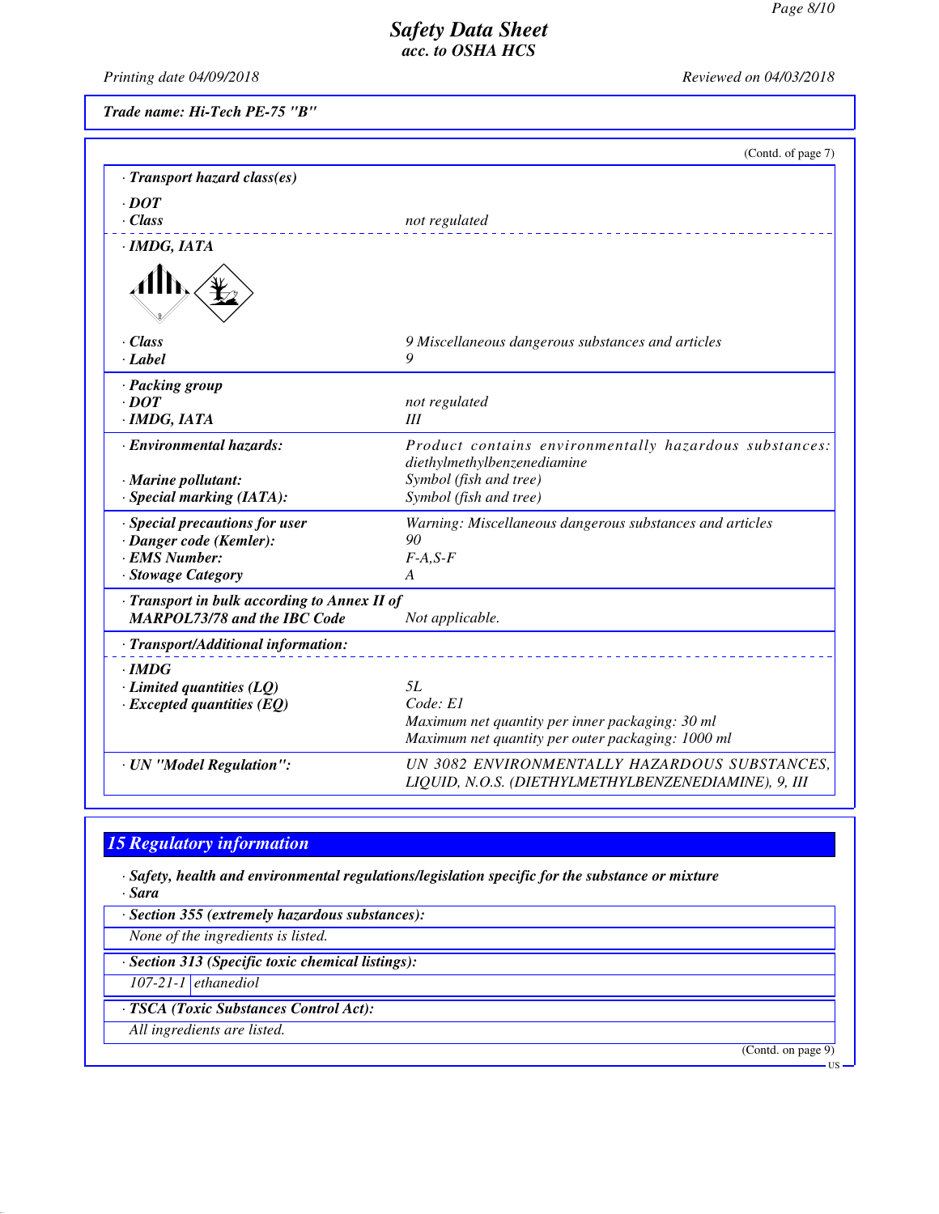(Contd. of page 7)

· **Transport hazard class(es)**

· **DOT**
· **Class** — not regulated

· **IMDG, IATA**

· **Class** — 9 Miscellaneous dangerous substances and articles
· **Label** — 9

· **Packing group**
· **DOT** — not regulated
· **IMDG, IATA** — III

· **Environmental hazards:** — Product contains environmentally hazardous substances: diethylmethylbenzenediamine
· **Marine pollutant:** — Symbol (fish and tree)
· **Special marking (IATA):** — Symbol (fish and tree)

· **Special precautions for user** — Warning: Miscellaneous dangerous substances and articles
· **Danger code (Kemler):** — 90
· **EMS Number:** — F-A,S-F
· **Stowage Category** — A

· **Transport in bulk according to Annex II of MARPOL73/78 and the IBC Code** — Not applicable.

· **Transport/Additional information:**

· **IMDG**
· **Limited quantities (LQ)** — 5L
· **Excepted quantities (EQ)** — Code: E1
Maximum net quantity per inner packaging: 30 ml
Maximum net quantity per outer packaging: 1000 ml

· **UN "Model Regulation":** — UN 3082 ENVIRONMENTALLY HAZARDOUS SUBSTANCES, LIQUID, N.O.S. (DIETHYLMETHYLBENZENEDIAMINE), 9, III

## 15 Regulatory information

· **Safety, health and environmental regulations/legislation specific for the substance or mixture**
· **Sara**

· **Section 355 (extremely hazardous substances):**

None of the ingredients is listed.

· **Section 313 (Specific toxic chemical listings):**

| 107-21-1 | ethanediol |
|---|---|

· **TSCA (Toxic Substances Control Act):**

All ingredients are listed.

(Contd. on page 9)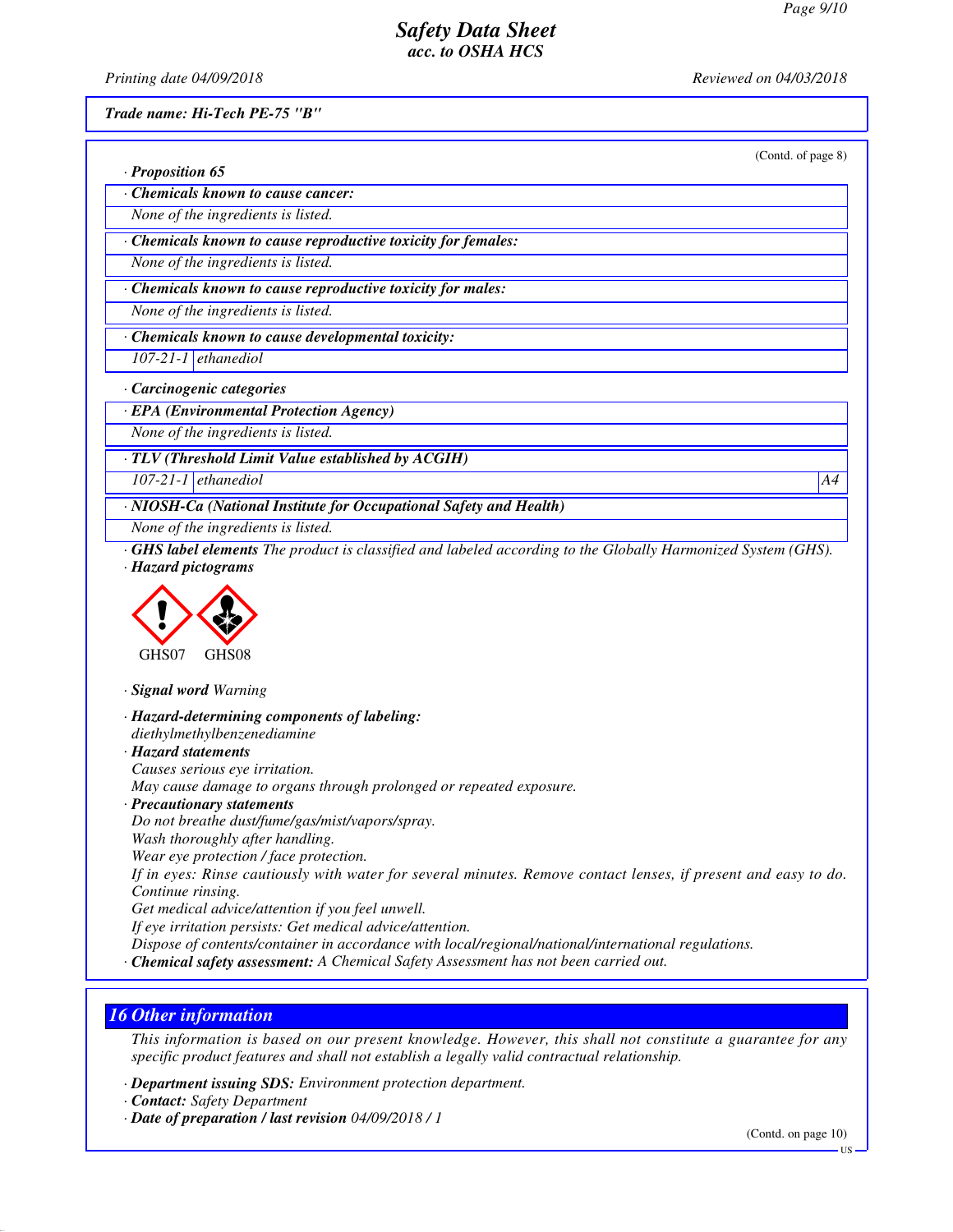Trade name: Hi-Tech PE-75 "B"

(Contd. of page 8)

· **Proposition 65**

· **Chemicals known to cause cancer:**

None of the ingredients is listed.

· **Chemicals known to cause reproductive toxicity for females:**

None of the ingredients is listed.

· **Chemicals known to cause reproductive toxicity for males:**

None of the ingredients is listed.

· **Chemicals known to cause developmental toxicity:**

| 107-21-1 | ethanediol |
|---|---|

· **Carcinogenic categories**

· **EPA (Environmental Protection Agency)**

None of the ingredients is listed.

· **TLV (Threshold Limit Value established by ACGIH)**

| 107-21-1 | ethanediol | A4 |
|---|---|---|

· **NIOSH-Ca (National Institute for Occupational Safety and Health)**

None of the ingredients is listed.

· **GHS label elements** The product is classified and labeled according to the Globally Harmonized System (GHS).

· **Hazard pictograms**

GHS07 GHS08

· **Signal word** Warning

· **Hazard-determining components of labeling:**

diethylmethylbenzenediamine

· **Hazard statements**

Causes serious eye irritation.

May cause damage to organs through prolonged or repeated exposure.

· **Precautionary statements**

Do not breathe dust/fume/gas/mist/vapors/spray.

Wash thoroughly after handling.

Wear eye protection / face protection.

If in eyes: Rinse cautiously with water for several minutes. Remove contact lenses, if present and easy to do. Continue rinsing.

Get medical advice/attention if you feel unwell.

If eye irritation persists: Get medical advice/attention.

Dispose of contents/container in accordance with local/regional/national/international regulations.

· **Chemical safety assessment:** A Chemical Safety Assessment has not been carried out.

## 16 Other information

This information is based on our present knowledge. However, this shall not constitute a guarantee for any specific product features and shall not establish a legally valid contractual relationship.

· **Department issuing SDS:** Environment protection department.

· **Contact:** Safety Department

· **Date of preparation / last revision** 04/09/2018 / 1

(Contd. on page 10)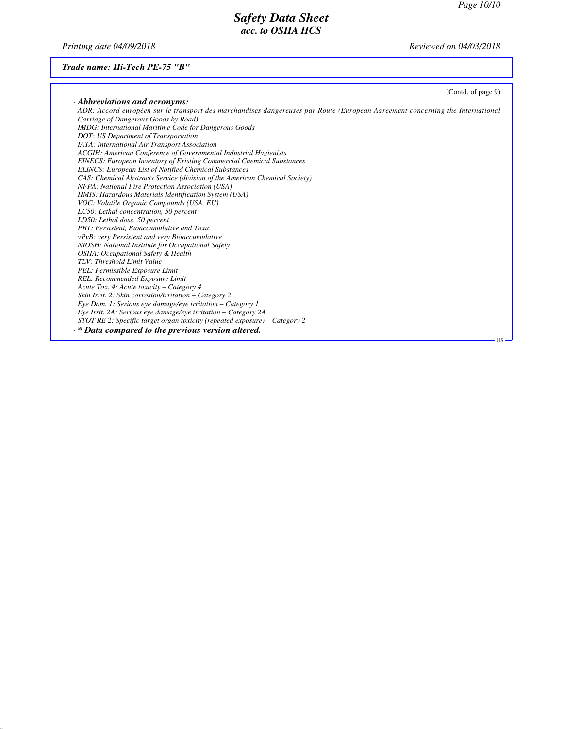Trade name: Hi-Tech PE-75 "B"

(Contd. of page 9)

· **Abbreviations and acronyms:**

ADR: Accord européen sur le transport des marchandises dangereuses par Route (European Agreement concerning the International Carriage of Dangerous Goods by Road)
IMDG: International Maritime Code for Dangerous Goods
DOT: US Department of Transportation
IATA: International Air Transport Association
ACGIH: American Conference of Governmental Industrial Hygienists
EINECS: European Inventory of Existing Commercial Chemical Substances
ELINCS: European List of Notified Chemical Substances
CAS: Chemical Abstracts Service (division of the American Chemical Society)
NFPA: National Fire Protection Association (USA)
HMIS: Hazardous Materials Identification System (USA)
VOC: Volatile Organic Compounds (USA, EU)
LC50: Lethal concentration, 50 percent
LD50: Lethal dose, 50 percent
PBT: Persistent, Bioaccumulative and Toxic
vPvB: very Persistent and very Bioaccumulative
NIOSH: National Institute for Occupational Safety
OSHA: Occupational Safety & Health
TLV: Threshold Limit Value
PEL: Permissible Exposure Limit
REL: Recommended Exposure Limit
Acute Tox. 4: Acute toxicity – Category 4
Skin Irrit. 2: Skin corrosion/irritation – Category 2
Eye Dam. 1: Serious eye damage/eye irritation – Category 1
Eye Irrit. 2A: Serious eye damage/eye irritation – Category 2A
STOT RE 2: Specific target organ toxicity (repeated exposure) – Category 2

· **\* Data compared to the previous version altered.**

US